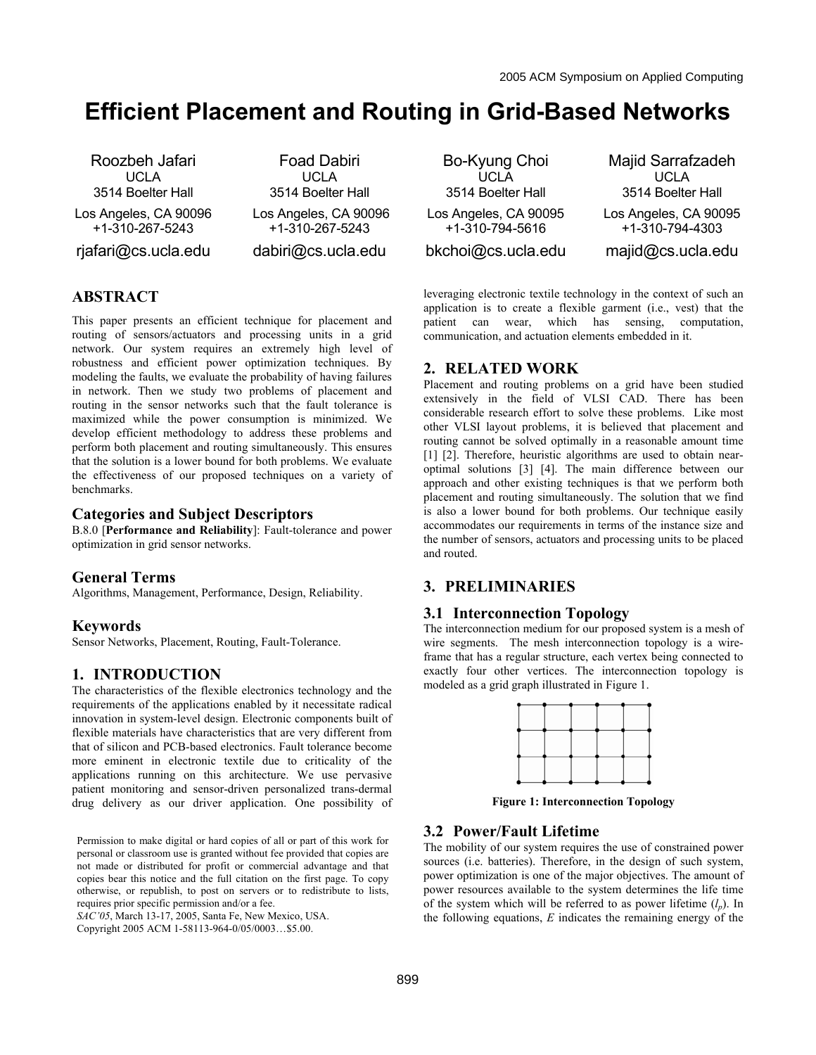# Efficient Placement and Routing in Grid-Based Networks

Roozbeh Jafari
UCLA
3514 Boelter Hall
Los Angeles, CA 90096
+1-310-267-5243
rjafari@cs.ucla.edu

Foad Dabiri
UCLA
3514 Boelter Hall
Los Angeles, CA 90096
+1-310-267-5243
dabiri@cs.ucla.edu

Bo-Kyung Choi
UCLA
3514 Boelter Hall
Los Angeles, CA 90095
+1-310-794-5616
bkchoi@cs.ucla.edu

Majid Sarrafzadeh
UCLA
3514 Boelter Hall
Los Angeles, CA 90095
+1-310-794-4303
majid@cs.ucla.edu

## ABSTRACT

This paper presents an efficient technique for placement and routing of sensors/actuators and processing units in a grid network. Our system requires an extremely high level of robustness and efficient power optimization techniques. By modeling the faults, we evaluate the probability of having failures in network. Then we study two problems of placement and routing in the sensor networks such that the fault tolerance is maximized while the power consumption is minimized. We develop efficient methodology to address these problems and perform both placement and routing simultaneously. This ensures that the solution is a lower bound for both problems. We evaluate the effectiveness of our proposed techniques on a variety of benchmarks.

### Categories and Subject Descriptors

B.8.0 [**Performance and Reliability**]: Fault-tolerance and power optimization in grid sensor networks.

### General Terms

Algorithms, Management, Performance, Design, Reliability.

### Keywords

Sensor Networks, Placement, Routing, Fault-Tolerance.

## 1. INTRODUCTION

The characteristics of the flexible electronics technology and the requirements of the applications enabled by it necessitate radical innovation in system-level design. Electronic components built of flexible materials have characteristics that are very different from that of silicon and PCB-based electronics. Fault tolerance become more eminent in electronic textile due to criticality of the applications running on this architecture. We use pervasive patient monitoring and sensor-driven personalized trans-dermal drug delivery as our driver application. One possibility of leveraging electronic textile technology in the context of such an application is to create a flexible garment (i.e., vest) that the patient can wear, which has sensing, computation, communication, and actuation elements embedded in it.

Permission to make digital or hard copies of all or part of this work for personal or classroom use is granted without fee provided that copies are not made or distributed for profit or commercial advantage and that copies bear this notice and the full citation on the first page. To copy otherwise, or republish, to post on servers or to redistribute to lists, requires prior specific permission and/or a fee.
*SAC'05*, March 13-17, 2005, Santa Fe, New Mexico, USA.
Copyright 2005 ACM 1-58113-964-0/05/0003…$5.00.

## 2. RELATED WORK

Placement and routing problems on a grid have been studied extensively in the field of VLSI CAD. There has been considerable research effort to solve these problems. Like most other VLSI layout problems, it is believed that placement and routing cannot be solved optimally in a reasonable amount time [1] [2]. Therefore, heuristic algorithms are used to obtain near-optimal solutions [3] [4]. The main difference between our approach and other existing techniques is that we perform both placement and routing simultaneously. The solution that we find is also a lower bound for both problems. Our technique easily accommodates our requirements in terms of the instance size and the number of sensors, actuators and processing units to be placed and routed.

## 3. PRELIMINARIES

### 3.1 Interconnection Topology

The interconnection medium for our proposed system is a mesh of wire segments. The mesh interconnection topology is a wire-frame that has a regular structure, each vertex being connected to exactly four other vertices. The interconnection topology is modeled as a grid graph illustrated in Figure 1.

**Figure 1: Interconnection Topology**

### 3.2 Power/Fault Lifetime

The mobility of our system requires the use of constrained power sources (i.e. batteries). Therefore, in the design of such system, power optimization is one of the major objectives. The amount of power resources available to the system determines the life time of the system which will be referred to as power lifetime ($l_p$). In the following equations, $E$ indicates the remaining energy of the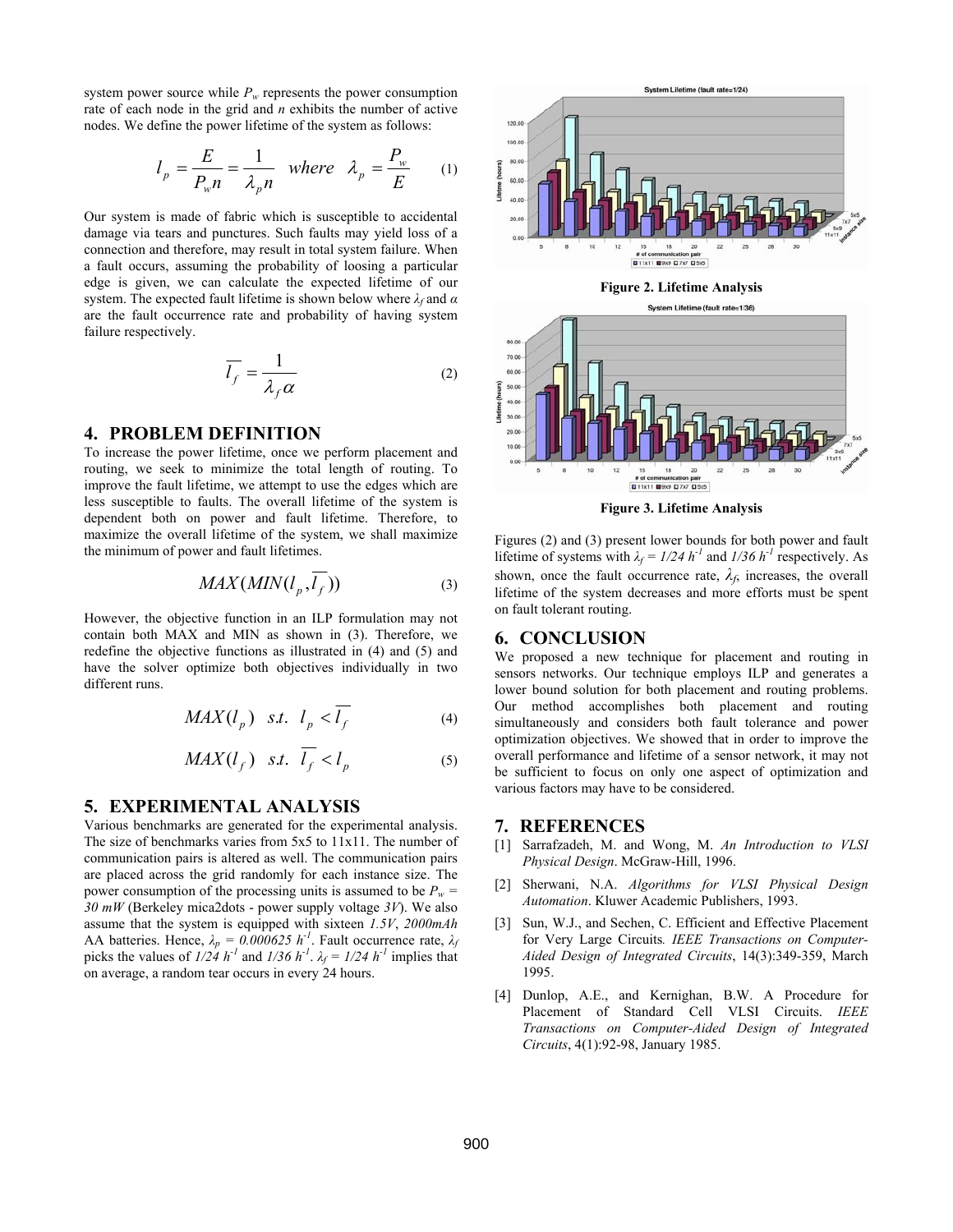system power source while $P_w$ represents the power consumption rate of each node in the grid and $n$ exhibits the number of active nodes. We define the power lifetime of the system as follows:

$$l_p = \frac{E}{P_w n} = \frac{1}{\lambda_p n} \quad where \quad \lambda_p = \frac{P_w}{E} \tag{1}$$

Our system is made of fabric which is susceptible to accidental damage via tears and punctures. Such faults may yield loss of a connection and therefore, may result in total system failure. When a fault occurs, assuming the probability of loosing a particular edge is given, we can calculate the expected lifetime of our system. The expected fault lifetime is shown below where $\lambda_f$ and $\alpha$ are the fault occurrence rate and probability of having system failure respectively.

$$\overline{l_f} = \frac{1}{\lambda_f \alpha} \tag{2}$$

## 4. PROBLEM DEFINITION

To increase the power lifetime, once we perform placement and routing, we seek to minimize the total length of routing. To improve the fault lifetime, we attempt to use the edges which are less susceptible to faults. The overall lifetime of the system is dependent both on power and fault lifetime. Therefore, to maximize the overall lifetime of the system, we shall maximize the minimum of power and fault lifetimes.

$$MAX(MIN(l_p, \overline{l_f})) \tag{3}$$

However, the objective function in an ILP formulation may not contain both MAX and MIN as shown in (3). Therefore, we redefine the objective functions as illustrated in (4) and (5) and have the solver optimize both objectives individually in two different runs.

$$MAX(l_p) \quad s.t. \quad l_p < \overline{l_f} \tag{4}$$

$$MAX(l_f) \quad s.t. \quad \overline{l_f} < l_p \tag{5}$$

## 5. EXPERIMENTAL ANALYSIS

Various benchmarks are generated for the experimental analysis. The size of benchmarks varies from 5x5 to 11x11. The number of communication pairs is altered as well. The communication pairs are placed across the grid randomly for each instance size. The power consumption of the processing units is assumed to be $P_w = 30\ mW$ (Berkeley mica2dots - power supply voltage $3V$). We also assume that the system is equipped with sixteen $1.5V$, $2000mAh$ AA batteries. Hence, $\lambda_p = 0.000625\ h^{-1}$. Fault occurrence rate, $\lambda_f$ picks the values of $1/24\ h^{-1}$ and $1/36\ h^{-1}$. $\lambda_f = 1/24\ h^{-1}$ implies that on average, a random tear occurs in every 24 hours.

System Lifetime (fault rate=1/24)

Lifetime (hours)

0.00 20.00 40.00 60.00 80.00 100.00 120.00

5 8 10 12 15 18 20 22 25 28 30

# of communication pair

11x11 9x9 7x7 5x5

instance size

**Figure 2. Lifetime Analysis**

System Lifetime (fault rate=1/36)

Lifetime (hours)

0.00 10.00 20.00 30.00 40.00 50.00 60.00 70.00 80.00

5 8 10 12 15 18 20 22 25 28 30

# of communication pair

11x11 9x9 7x7 5x5

instance size

**Figure 3. Lifetime Analysis**

Figures (2) and (3) present lower bounds for both power and fault lifetime of systems with $\lambda_f = 1/24\ h^{-1}$ and $1/36\ h^{-1}$ respectively. As shown, once the fault occurrence rate, $\lambda_f$, increases, the overall lifetime of the system decreases and more efforts must be spent on fault tolerant routing.

## 6. CONCLUSION

We proposed a new technique for placement and routing in sensors networks. Our technique employs ILP and generates a lower bound solution for both placement and routing problems. Our method accomplishes both placement and routing simultaneously and considers both fault tolerance and power optimization objectives. We showed that in order to improve the overall performance and lifetime of a sensor network, it may not be sufficient to focus on only one aspect of optimization and various factors may have to be considered.

## 7. REFERENCES

[1] Sarrafzadeh, M. and Wong, M. *An Introduction to VLSI Physical Design*. McGraw-Hill, 1996.

[2] Sherwani, N.A. *Algorithms for VLSI Physical Design Automation*. Kluwer Academic Publishers, 1993.

[3] Sun, W.J., and Sechen, C. Efficient and Effective Placement for Very Large Circuits. *IEEE Transactions on Computer-Aided Design of Integrated Circuits*, 14(3):349-359, March 1995.

[4] Dunlop, A.E., and Kernighan, B.W. A Procedure for Placement of Standard Cell VLSI Circuits. *IEEE Transactions on Computer-Aided Design of Integrated Circuits*, 4(1):92-98, January 1985.